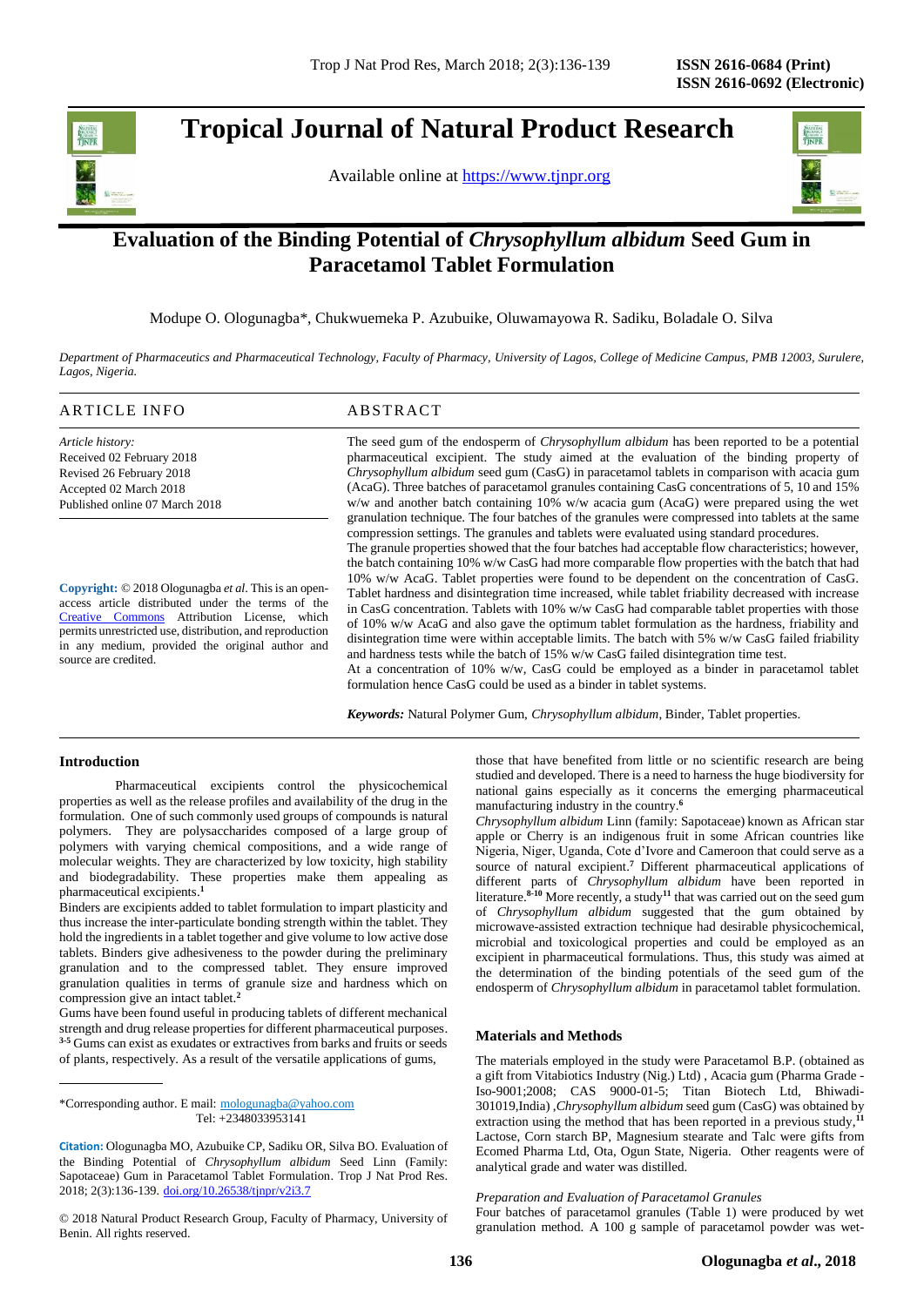# Tropical Journal of Natural Product Research

Available online at https://www.tjnpr.org

## Evaluation of the Binding Potential of *Chrysophyllum albidum* Seed Gum in Paracetamol Tablet Formulation

Modupe O. Ologunagba*, Chukwuemeka P. Azubuike, Oluwamayowa R. Sadiku, Boladale O. Silva

*Department of Pharmaceutics and Pharmaceutical Technology, Faculty of Pharmacy, University of Lagos, College of Medicine Campus, PMB 12003, Surulere, Lagos, Nigeria.*

### ARTICLE INFO

*Article history:*
Received 02 February 2018
Revised 26 February 2018
Accepted 02 March 2018
Published online 07 March 2018

**Copyright:** © 2018 Ologunagba *et al*. This is an open-access article distributed under the terms of the Creative Commons Attribution License, which permits unrestricted use, distribution, and reproduction in any medium, provided the original author and source are credited.

### ABSTRACT

The seed gum of the endosperm of *Chrysophyllum albidum* has been reported to be a potential pharmaceutical excipient. The study aimed at the evaluation of the binding property of *Chrysophyllum albidum* seed gum (CasG) in paracetamol tablets in comparison with acacia gum (AcaG). Three batches of paracetamol granules containing CasG concentrations of 5, 10 and 15% w/w and another batch containing 10% w/w acacia gum (AcaG) were prepared using the wet granulation technique. The four batches of the granules were compressed into tablets at the same compression settings. The granules and tablets were evaluated using standard procedures.

The granule properties showed that the four batches had acceptable flow characteristics; however, the batch containing 10% w/w CasG had more comparable flow properties with the batch that had 10% w/w AcaG. Tablet properties were found to be dependent on the concentration of CasG. Tablet hardness and disintegration time increased, while tablet friability decreased with increase in CasG concentration. Tablets with 10% w/w CasG had comparable tablet properties with those of 10% w/w AcaG and also gave the optimum tablet formulation as the hardness, friability and disintegration time were within acceptable limits. The batch with 5% w/w CasG failed friability and hardness tests while the batch of 15% w/w CasG failed disintegration time test.

At a concentration of 10% w/w, CasG could be employed as a binder in paracetamol tablet formulation hence CasG could be used as a binder in tablet systems.

***Keywords:*** Natural Polymer Gum, *Chrysophyllum albidum*, Binder, Tablet properties.

## Introduction

Pharmaceutical excipients control the physicochemical properties as well as the release profiles and availability of the drug in the formulation. One of such commonly used groups of compounds is natural polymers. They are polysaccharides composed of a large group of polymers with varying chemical compositions, and a wide range of molecular weights. They are characterized by low toxicity, high stability and biodegradability. These properties make them appealing as pharmaceutical excipients.[1]

Binders are excipients added to tablet formulation to impart plasticity and thus increase the inter-particulate bonding strength within the tablet. They hold the ingredients in a tablet together and give volume to low active dose tablets. Binders give adhesiveness to the powder during the preliminary granulation and to the compressed tablet. They ensure improved granulation qualities in terms of granule size and hardness which on compression give an intact tablet.[2]

Gums have been found useful in producing tablets of different mechanical strength and drug release properties for different pharmaceutical purposes.[3-5] Gums can exist as exudates or extractives from barks and fruits or seeds of plants, respectively. As a result of the versatile applications of gums, those that have benefited from little or no scientific research are being studied and developed. There is a need to harness the huge biodiversity for national gains especially as it concerns the emerging pharmaceutical manufacturing industry in the country.[6]

*Chrysophyllum albidum* Linn (family: Sapotaceae) known as African star apple or Cherry is an indigenous fruit in some African countries like Nigeria, Niger, Uganda, Cote d'Ivore and Cameroon that could serve as a source of natural excipient.[7] Different pharmaceutical applications of different parts of *Chrysophyllum albidum* have been reported in literature.[8-10] More recently, a study[11] that was carried out on the seed gum of *Chrysophyllum albidum* suggested that the gum obtained by microwave-assisted extraction technique had desirable physicochemical, microbial and toxicological properties and could be employed as an excipient in pharmaceutical formulations. Thus, this study was aimed at the determination of the binding potentials of the seed gum of the endosperm of *Chrysophyllum albidum* in paracetamol tablet formulation.

## Materials and Methods

The materials employed in the study were Paracetamol B.P. (obtained as a gift from Vitabiotics Industry (Nig.) Ltd) , Acacia gum (Pharma Grade - Iso-9001;2008; CAS 9000-01-5; Titan Biotech Ltd, Bhiwadi-301019,India) ,*Chrysophyllum albidum* seed gum (CasG) was obtained by extraction using the method that has been reported in a previous study,[11] Lactose, Corn starch BP, Magnesium stearate and Talc were gifts from Ecomed Pharma Ltd, Ota, Ogun State, Nigeria. Other reagents were of analytical grade and water was distilled.

*Preparation and Evaluation of Paracetamol Granules*

Four batches of paracetamol granules (Table 1) were produced by wet granulation method. A 100 g sample of paracetamol powder was wet-

*Corresponding author. E mail: mologunagba@yahoo.com
Tel: +2348033953141

**Citation:** Ologunagba MO, Azubuike CP, Sadiku OR, Silva BO. Evaluation of the Binding Potential of *Chrysophyllum albidum* Seed Linn (Family: Sapotaceae) Gum in Paracetamol Tablet Formulation. Trop J Nat Prod Res. 2018; 2(3):136-139. doi.org/10.26538/tjnpr/v2i3.7

© 2018 Natural Product Research Group, Faculty of Pharmacy, University of Benin. All rights reserved.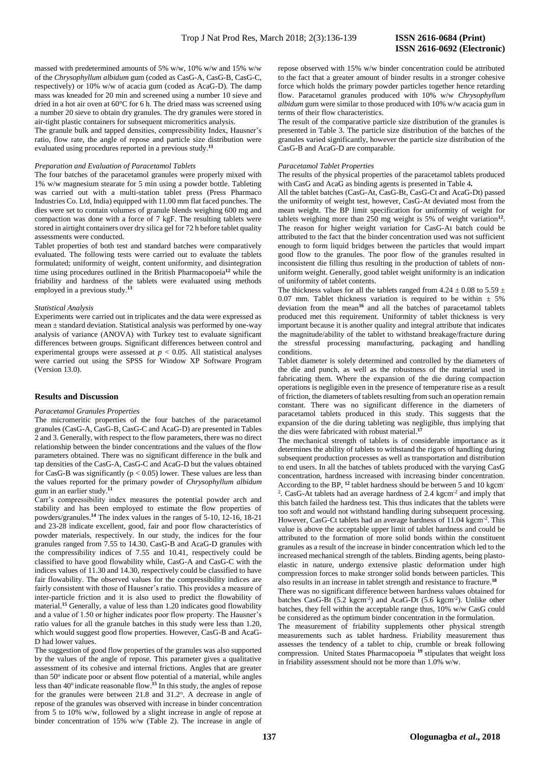massed with predetermined amounts of 5% w/w, 10% w/w and 15% w/w of the *Chrysophyllum albidum* gum (coded as CasG-A, CasG-B, CasG-C, respectively) or 10% w/w of acacia gum (coded as AcaG-D). The damp mass was kneaded for 20 min and screened using a number 10 sieve and dried in a hot air oven at 60°C for 6 h. The dried mass was screened using a number 20 sieve to obtain dry granules. The dry granules were stored in air-tight plastic containers for subsequent micromeritics analysis.

The granule bulk and tapped densities, compressibility Index, Hausner's ratio, flow rate, the angle of repose and particle size distribution were evaluated using procedures reported in a previous study.[11]

*Preparation and Evaluation of Paracetamol Tablets*

The four batches of the paracetamol granules were properly mixed with 1% w/w magnesium stearate for 5 min using a powder bottle. Tableting was carried out with a multi-station tablet press (Press Pharmaco Industries Co. Ltd, India) equipped with 11.00 mm flat faced punches. The dies were set to contain volumes of granule blends weighing 600 mg and compaction was done with a force of 7 kgF. The resulting tablets were stored in airtight containers over dry silica gel for 72 h before tablet quality assessments were conducted.

Tablet properties of both test and standard batches were comparatively evaluated. The following tests were carried out to evaluate the tablets formulated; uniformity of weight, content uniformity, and disintegration time using procedures outlined in the British Pharmacopoeia[12] while the friability and hardness of the tablets were evaluated using methods employed in a previous study.[13]

*Statistical Analysis*

Experiments were carried out in triplicates and the data were expressed as mean ± standard deviation. Statistical analysis was performed by one-way analysis of variance (ANOVA) with Turkey test to evaluate significant differences between groups. Significant differences between control and experimental groups were assessed at $p < 0.05$. All statistical analyses were carried out using the SPSS for Window XP Software Program (Version 13.0).

## Results and Discussion

*Paracetamol Granules Properties*

The micromeritic properties of the four batches of the paracetamol granules (CasG-A, CasG-B, CasG-C and AcaG-D) are presented in Tables 2 and 3. Generally, with respect to the flow parameters, there was no direct relationship between the binder concentrations and the values of the flow parameters obtained. There was no significant difference in the bulk and tap densities of the CasG-A, CasG-C and AcaG-D but the values obtained for CasG-B was significantly ($p < 0.05$) lower. These values are less than the values reported for the primary powder of *Chrysophyllum albidum* gum in an earlier study.[11]

Carr's compressibility index measures the potential powder arch and stability and has been employed to estimate the flow properties of powders/granules.[14] The index values in the ranges of 5-10, 12-16, 18-21 and 23-28 indicate excellent, good, fair and poor flow characteristics of powder materials, respectively. In our study, the indices for the four granules ranged from 7.55 to 14.30. CasG-B and AcaG-D granules with the compressibility indices of 7.55 and 10.41, respectively could be classified to have good flowability while, CasG-A and CasG-C with the indices values of 11.30 and 14.30, respectively could be classified to have fair flowability. The observed values for the compressibility indices are fairly consistent with those of Hausner's ratio. This provides a measure of inter-particle friction and it is also used to predict the flowability of material.[15] Generally, a value of less than 1.20 indicates good flowability and a value of 1.50 or higher indicates poor flow property. The Hausner's ratio values for all the granule batches in this study were less than 1.20, which would suggest good flow properties. However, CasG-B and AcaG-D had lower values.

The suggestion of good flow properties of the granules was also supported by the values of the angle of repose. This parameter gives a qualitative assessment of its cohesive and internal frictions. Angles that are greater than 50° indicate poor or absent flow potential of a material, while angles less than 40° indicate reasonable flow.[15] In this study, the angles of repose for the granules were between 21.8 and 31.2°. A decrease in angle of repose of the granules was observed with increase in binder concentration from 5 to 10% w/w, followed by a slight increase in angle of repose at binder concentration of 15% w/w (Table 2). The increase in angle of repose observed with 15% w/w binder concentration could be attributed to the fact that a greater amount of binder results in a stronger cohesive force which holds the primary powder particles together hence retarding flow. Paracetamol granules produced with 10% w/w *Chrysophyllum albidum* gum were similar to those produced with 10% w/w acacia gum in terms of their flow characteristics.

The result of the comparative particle size distribution of the granules is presented in Table 3. The particle size distribution of the batches of the granules varied significantly, however the particle size distribution of the CasG-B and AcaG-D are comparable.

*Paracetamol Tablet Properties*

The results of the physical properties of the paracetamol tablets produced with CasG and AcaG as binding agents is presented in Table 4.

All the tablet batches (CasG-At, CasG-Bt, CasG-Ct and AcaG-Dt) passed the uniformity of weight test, however, CasG-At deviated most from the mean weight. The BP limit specification for uniformity of weight for tablets weighing more than 250 mg weight is 5% of weight variation[12]. The reason for higher weight variation for CasG-At batch could be attributed to the fact that the binder concentration used was not sufficient enough to form liquid bridges between the particles that would impart good flow to the granules. The poor flow of the granules resulted in inconsistent die filling thus resulting in the production of tablets of non-uniform weight. Generally, good tablet weight uniformity is an indication of uniformity of tablet contents.

The thickness values for all the tablets ranged from 4.24 ± 0.08 to 5.59 ± 0.07 mm. Tablet thickness variation is required to be within ± 5% deviation from the mean[16] and all the batches of paracetamol tablets produced met this requirement. Uniformity of tablet thickness is very important because it is another quality and integral attribute that indicates the magnitude/ability of the tablet to withstand breakage/fracture during the stressful processing manufacturing, packaging and handling conditions.

Tablet diameter is solely determined and controlled by the diameters of the die and punch, as well as the robustness of the material used in fabricating them. Where the expansion of the die during compaction operations is negligible even in the presence of temperature rise as a result of friction, the diameters of tablets resulting from such an operation remain constant. There was no significant difference in the diameters of paracetamol tablets produced in this study. This suggests that the expansion of the die during tableting was negligible, thus implying that the dies were fabricated with robust material.[17]

The mechanical strength of tablets is of considerable importance as it determines the ability of tablets to withstand the rigors of handling during subsequent production processes as well as transportation and distribution to end users. In all the batches of tablets produced with the varying CasG concentration, hardness increased with increasing binder concentration. According to the BP, [12] tablet hardness should be between 5 and 10 kgcm$^{-2}$. CasG-At tablets had an average hardness of 2.4 kgcm$^{-2}$ and imply that this batch failed the hardness test. This thus indicates that the tablets were too soft and would not withstand handling during subsequent processing. However, CasG-Ct tablets had an average hardness of 11.04 kgcm$^{-2}$. This value is above the acceptable upper limit of tablet hardness and could be attributed to the formation of more solid bonds within the constituent granules as a result of the increase in binder concentration which led to the increased mechanical strength of the tablets. Binding agents, being plasto-elastic in nature, undergo extensive plastic deformation under high compression forces to make stronger solid bonds between particles. This also results in an increase in tablet strength and resistance to fracture.[18]

There was no significant difference between hardness values obtained for batches CasG-Bt (5.2 kgcm$^{-2}$) and AcaG-Dt (5.6 kgcm$^{-2}$). Unlike other batches, they fell within the acceptable range thus, 10% w/w CasG could be considered as the optimum binder concentration in the formulation.

The measurement of friability supplements other physical strength measurements such as tablet hardness. Friability measurement thus assesses the tendency of a tablet to chip, crumble or break following compression. United States Pharmacopoeia [19] stipulates that weight loss in friability assessment should not be more than 1.0% w/w.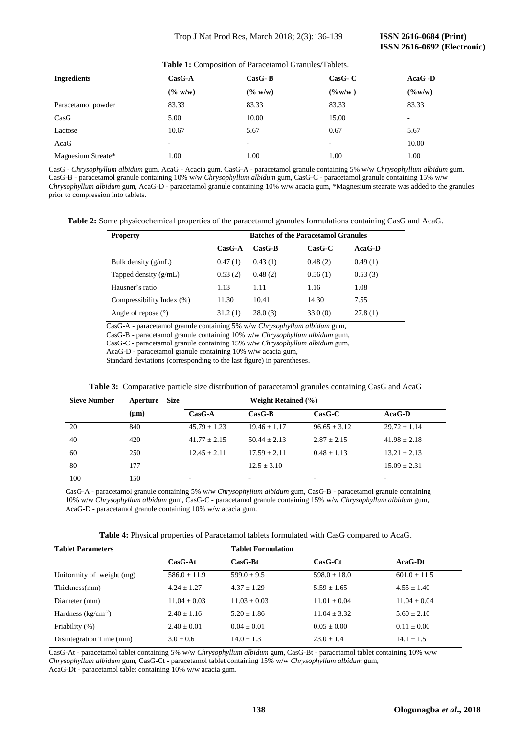**Table 1:** Composition of Paracetamol Granules/Tablets.

| Ingredients | CasG-A (% w/w) | CasG- B (% w/w) | CasG- C (%w/w ) | AcaG -D (%w/w) |
|---|---|---|---|---|
| Paracetamol powder | 83.33 | 83.33 | 83.33 | 83.33 |
| CasG | 5.00 | 10.00 | 15.00 | - |
| Lactose | 10.67 | 5.67 | 0.67 | 5.67 |
| AcaG | - | - | - | 10.00 |
| Magnesium Streate* | 1.00 | 1.00 | 1.00 | 1.00 |

CasG - *Chrysophyllum albidum* gum, AcaG - Acacia gum, CasG-A - paracetamol granule containing 5% w/w *Chrysophyllum albidum* gum, CasG-B - paracetamol granule containing 10% w/w *Chrysophyllum albidum* gum, CasG-C - paracetamol granule containing 15% w/w *Chrysophyllum albidum* gum, AcaG-D - paracetamol granule containing 10% w/w acacia gum, *Magnesium stearate was added to the granules prior to compression into tablets.

**Table 2:** Some physicochemical properties of the paracetamol granules formulations containing CasG and AcaG.

| Property | Batches of the Paracetamol Granules | | | |
|---|---|---|---|---|
| | CasG-A | CasG-B | CasG-C | AcaG-D |
| Bulk density (g/mL) | 0.47 (1) | 0.43 (1) | 0.48 (2) | 0.49 (1) |
| Tapped density (g/mL) | 0.53 (2) | 0.48 (2) | 0.56 (1) | 0.53 (3) |
| Hausner's ratio | 1.13 | 1.11 | 1.16 | 1.08 |
| Compressibility Index (%) | 11.30 | 10.41 | 14.30 | 7.55 |
| Angle of repose (°) | 31.2 (1) | 28.0 (3) | 33.0 (0) | 27.8 (1) |

CasG-A - paracetamol granule containing 5% w/w *Chrysophyllum albidum* gum,
CasG-B - paracetamol granule containing 10% w/w *Chrysophyllum albidum* gum,
CasG-C - paracetamol granule containing 15% w/w *Chrysophyllum albidum* gum,
AcaG-D - paracetamol granule containing 10% w/w acacia gum,
Standard deviations (corresponding to the last figure) in parentheses.

**Table 3:** Comparative particle size distribution of paracetamol granules containing CasG and AcaG

| Sieve Number | Aperture Size (μm) | Weight Retained (%) | | | |
|---|---|---|---|---|---|
| | | CasG-A | CasG-B | CasG-C | AcaG-D |
| 20 | 840 | 45.79 ± 1.23 | 19.46 ± 1.17 | 96.65 ± 3.12 | 29.72 ± 1.14 |
| 40 | 420 | 41.77 ± 2.15 | 50.44 ± 2.13 | 2.87 ± 2.15 | 41.98 ± 2.18 |
| 60 | 250 | 12.45 ± 2.11 | 17.59 ± 2.11 | 0.48 ± 1.13 | 13.21 ± 2.13 |
| 80 | 177 | - | 12.5 ± 3.10 | - | 15.09 ± 2.31 |
| 100 | 150 | - | - | - | - |

CasG-A - paracetamol granule containing 5% w/w *Chrysophyllum albidum* gum, CasG-B - paracetamol granule containing 10% w/w *Chrysophyllum albidum* gum, CasG-C - paracetamol granule containing 15% w/w *Chrysophyllum albidum* gum, AcaG-D - paracetamol granule containing 10% w/w acacia gum.

**Table 4:** Physical properties of Paracetamol tablets formulated with CasG compared to AcaG.

| Tablet Parameters | Tablet Formulation | | | |
|---|---|---|---|---|
| | CasG-At | CasG-Bt | CasG-Ct | AcaG-Dt |
| Uniformity of weight (mg) | 586.0 ± 11.9 | 599.0 ± 9.5 | 598.0 ± 18.0 | 601.0 ± 11.5 |
| Thickness(mm) | 4.24 ± 1.27 | 4.37 ± 1.29 | 5.59 ± 1.65 | 4.55 ± 1.40 |
| Diameter (mm) | 11.04 ± 0.03 | 11.03 ± 0.03 | 11.01 ± 0.04 | 11.04 ± 0.04 |
| Hardness ($kg/cm^{-2}$) | 2.40 ± 1.16 | 5.20 ± 1.86 | 11.04 ± 3.32 | 5.60 ± 2.10 |
| Friability (%) | 2.40 ± 0.01 | 0.04 ± 0.01 | 0.05 ± 0.00 | 0.11 ± 0.00 |
| Disintegration Time (min) | 3.0 ± 0.6 | 14.0 ± 1.3 | 23.0 ± 1.4 | 14.1 ± 1.5 |

CasG-At - paracetamol tablet containing 5% w/w *Chrysophyllum albidum* gum, CasG-Bt - paracetamol tablet containing 10% w/w *Chrysophyllum albidum* gum, CasG-Ct - paracetamol tablet containing 15% w/w *Chrysophyllum albidum* gum,
AcaG-Dt - paracetamol tablet containing 10% w/w acacia gum.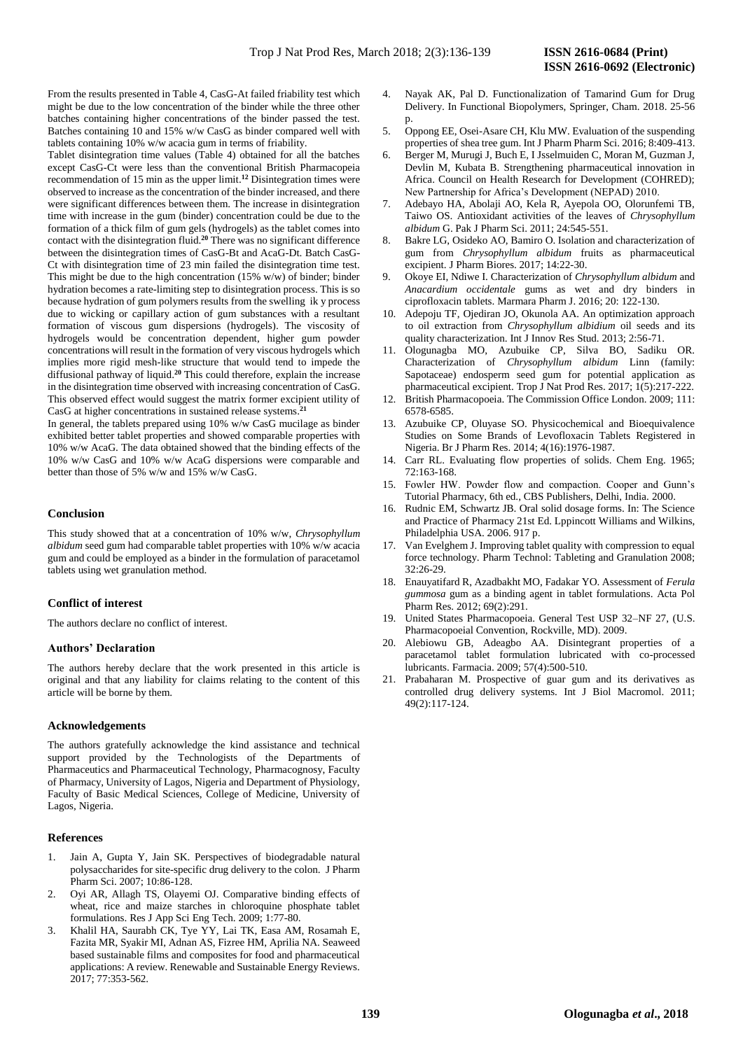From the results presented in Table 4, CasG-At failed friability test which might be due to the low concentration of the binder while the three other batches containing higher concentrations of the binder passed the test. Batches containing 10 and 15% w/w CasG as binder compared well with tablets containing 10% w/w acacia gum in terms of friability.

Tablet disintegration time values (Table 4) obtained for all the batches except CasG-Ct were less than the conventional British Pharmacopeia recommendation of 15 min as the upper limit.[12] Disintegration times were observed to increase as the concentration of the binder increased, and there were significant differences between them. The increase in disintegration time with increase in the gum (binder) concentration could be due to the formation of a thick film of gum gels (hydrogels) as the tablet comes into contact with the disintegration fluid.[20] There was no significant difference between the disintegration times of CasG-Bt and AcaG-Dt. Batch CasG-Ct with disintegration time of 23 min failed the disintegration time test. This might be due to the high concentration (15% w/w) of binder; binder hydration becomes a rate-limiting step to disintegration process. This is so because hydration of gum polymers results from the swelling ik y process due to wicking or capillary action of gum substances with a resultant formation of viscous gum dispersions (hydrogels). The viscosity of hydrogels would be concentration dependent, higher gum powder concentrations will result in the formation of very viscous hydrogels which implies more rigid mesh-like structure that would tend to impede the diffusional pathway of liquid.[20] This could therefore, explain the increase in the disintegration time observed with increasing concentration of CasG. This observed effect would suggest the matrix former excipient utility of CasG at higher concentrations in sustained release systems.[21]

In general, the tablets prepared using 10% w/w CasG mucilage as binder exhibited better tablet properties and showed comparable properties with 10% w/w AcaG. The data obtained showed that the binding effects of the 10% w/w CasG and 10% w/w AcaG dispersions were comparable and better than those of 5% w/w and 15% w/w CasG.

## Conclusion

This study showed that at a concentration of 10% w/w, *Chrysophyllum albidum* seed gum had comparable tablet properties with 10% w/w acacia gum and could be employed as a binder in the formulation of paracetamol tablets using wet granulation method.

## Conflict of interest

The authors declare no conflict of interest.

## Authors' Declaration

The authors hereby declare that the work presented in this article is original and that any liability for claims relating to the content of this article will be borne by them.

## Acknowledgements

The authors gratefully acknowledge the kind assistance and technical support provided by the Technologists of the Departments of Pharmaceutics and Pharmaceutical Technology, Pharmacognosy, Faculty of Pharmacy, University of Lagos, Nigeria and Department of Physiology, Faculty of Basic Medical Sciences, College of Medicine, University of Lagos, Nigeria.

## References

1. Jain A, Gupta Y, Jain SK. Perspectives of biodegradable natural polysaccharides for site-specific drug delivery to the colon. J Pharm Pharm Sci. 2007; 10:86-128.
2. Oyi AR, Allagh TS, Olayemi OJ. Comparative binding effects of wheat, rice and maize starches in chloroquine phosphate tablet formulations. Res J App Sci Eng Tech. 2009; 1:77-80.
3. Khalil HA, Saurabh CK, Tye YY, Lai TK, Easa AM, Rosamah E, Fazita MR, Syakir MI, Adnan AS, Fizree HM, Aprilia NA. Seaweed based sustainable films and composites for food and pharmaceutical applications: A review. Renewable and Sustainable Energy Reviews. 2017; 77:353-562.
4. Nayak AK, Pal D. Functionalization of Tamarind Gum for Drug Delivery. In Functional Biopolymers, Springer, Cham. 2018. 25-56 p.
5. Oppong EE, Osei-Asare CH, Klu MW. Evaluation of the suspending properties of shea tree gum. Int J Pharm Pharm Sci. 2016; 8:409-413.
6. Berger M, Murugi J, Buch E, I Jsselmuiden C, Moran M, Guzman J, Devlin M, Kubata B. Strengthening pharmaceutical innovation in Africa. Council on Health Research for Development (COHRED); New Partnership for Africa's Development (NEPAD) 2010.
7. Adebayo HA, Abolaji AO, Kela R, Ayepola OO, Olorunfemi TB, Taiwo OS. Antioxidant activities of the leaves of *Chrysophyllum albidum* G. Pak J Pharm Sci. 2011; 24:545-551.
8. Bakre LG, Osideko AO, Bamiro O. Isolation and characterization of gum from *Chrysophyllum albidum* fruits as pharmaceutical excipient. J Pharm Biores. 2017; 14:22-30.
9. Okoye EI, Ndiwe I. Characterization of *Chrysophyllum albidum* and *Anacardium occidentale* gums as wet and dry binders in ciprofloxacin tablets. Marmara Pharm J. 2016; 20: 122-130.
10. Adepoju TF, Ojediran JO, Okunola AA. An optimization approach to oil extraction from *Chrysophyllum albidium* oil seeds and its quality characterization. Int J Innov Res Stud. 2013; 2:56-71.
11. Ologunagba MO, Azubuike CP, Silva BO, Sadiku OR. Characterization of *Chrysophyllum albidum* Linn (family: Sapotaceae) endosperm seed gum for potential application as pharmaceutical excipient. Trop J Nat Prod Res. 2017; 1(5):217-222.
12. British Pharmacopoeia. The Commission Office London. 2009; 111: 6578-6585.
13. Azubuike CP, Oluyase SO. Physicochemical and Bioequivalence Studies on Some Brands of Levofloxacin Tablets Registered in Nigeria. Br J Pharm Res. 2014; 4(16):1976-1987.
14. Carr RL. Evaluating flow properties of solids. Chem Eng. 1965; 72:163-168.
15. Fowler HW. Powder flow and compaction. Cooper and Gunn's Tutorial Pharmacy, 6th ed., CBS Publishers, Delhi, India. 2000.
16. Rudnic EM, Schwartz JB. Oral solid dosage forms. In: The Science and Practice of Pharmacy 21st Ed. Lppincott Williams and Wilkins, Philadelphia USA. 2006. 917 p.
17. Van Evelghem J. Improving tablet quality with compression to equal force technology. Pharm Technol: Tableting and Granulation 2008; 32:26-29.
18. Enauyatifard R, Azadbakht MO, Fadakar YO. Assessment of *Ferula gummosa* gum as a binding agent in tablet formulations. Acta Pol Pharm Res. 2012; 69(2):291.
19. United States Pharmacopoeia. General Test USP 32–NF 27, (U.S. Pharmacopoeial Convention, Rockville, MD). 2009.
20. Alebiowu GB, Adeagbo AA. Disintegrant properties of a paracetamol tablet formulation lubricated with co-processed lubricants. Farmacia. 2009; 57(4):500-510.
21. Prabaharan M. Prospective of guar gum and its derivatives as controlled drug delivery systems. Int J Biol Macromol. 2011; 49(2):117-124.